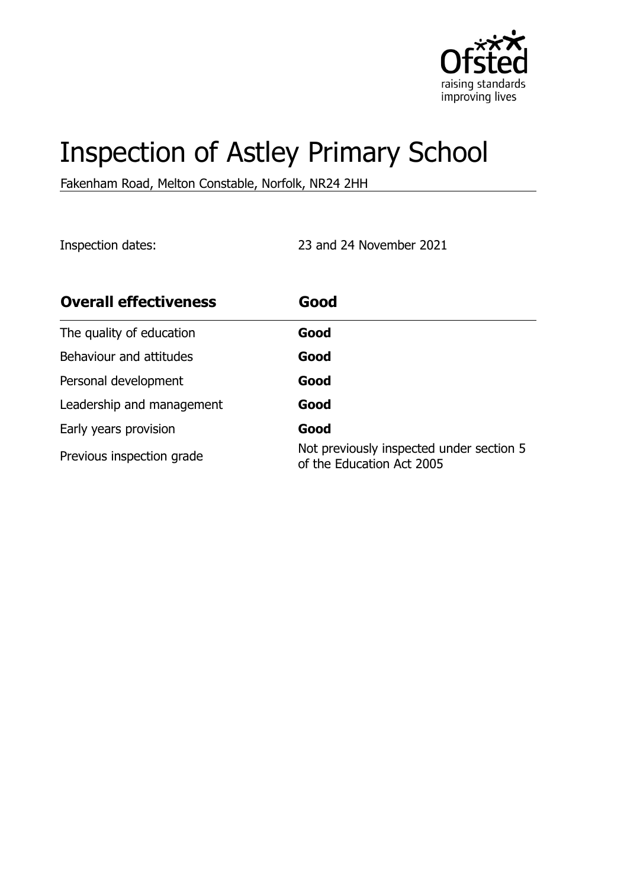# Inspection of Astley Primary School

Fakenham Road, Melton Constable, Norfolk, NR24 2HH

Inspection dates: 23 and 24 November 2021

| Overall effectiveness | Good |
| --- | --- |
| The quality of education | **Good** |
| Behaviour and attitudes | **Good** |
| Personal development | **Good** |
| Leadership and management | **Good** |
| Early years provision | **Good** |
| Previous inspection grade | Not previously inspected under section 5 of the Education Act 2005 |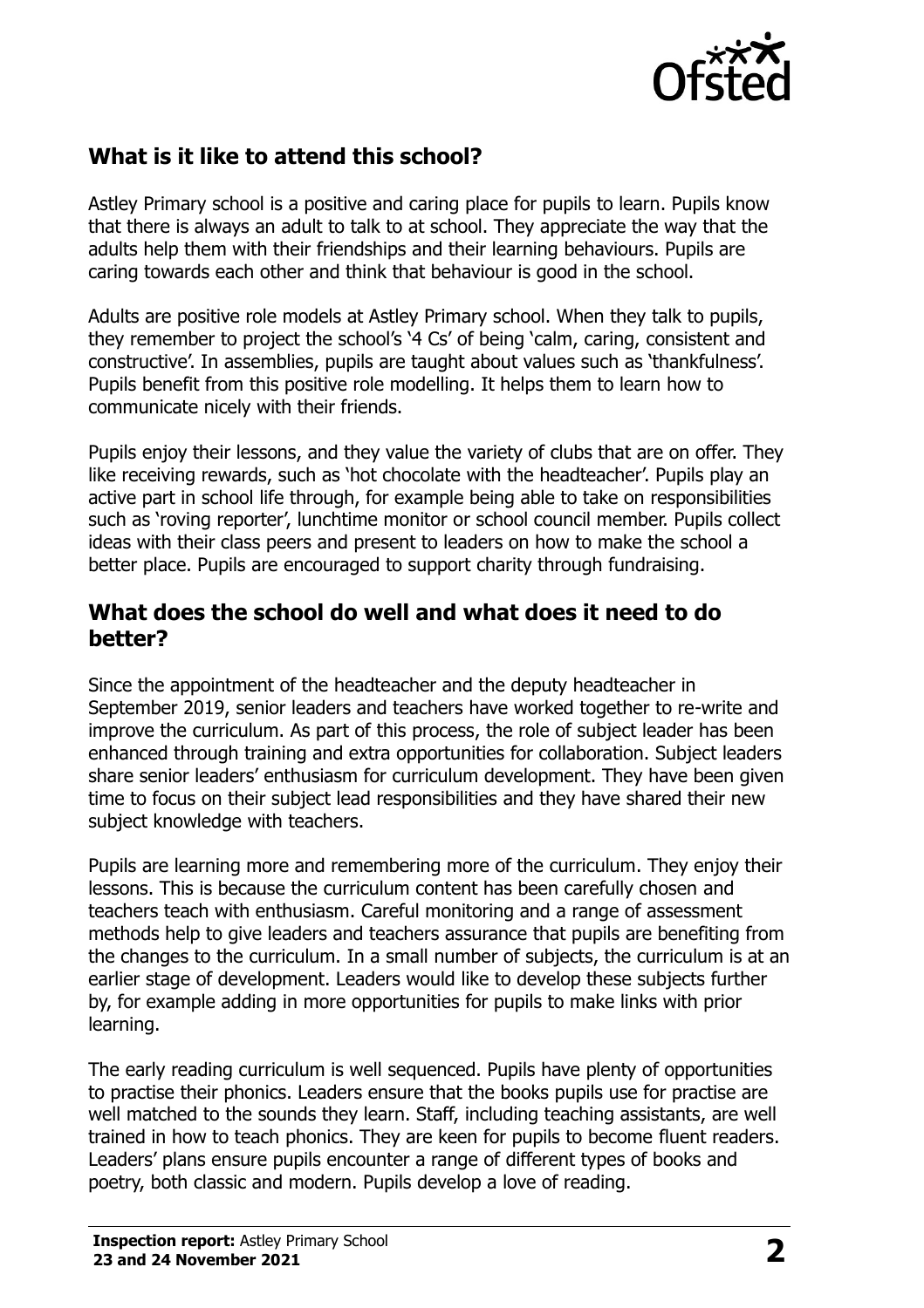## What is it like to attend this school?

Astley Primary school is a positive and caring place for pupils to learn. Pupils know that there is always an adult to talk to at school. They appreciate the way that the adults help them with their friendships and their learning behaviours. Pupils are caring towards each other and think that behaviour is good in the school.

Adults are positive role models at Astley Primary school. When they talk to pupils, they remember to project the school's '4 Cs' of being 'calm, caring, consistent and constructive'. In assemblies, pupils are taught about values such as 'thankfulness'. Pupils benefit from this positive role modelling. It helps them to learn how to communicate nicely with their friends.

Pupils enjoy their lessons, and they value the variety of clubs that are on offer. They like receiving rewards, such as 'hot chocolate with the headteacher'. Pupils play an active part in school life through, for example being able to take on responsibilities such as 'roving reporter', lunchtime monitor or school council member. Pupils collect ideas with their class peers and present to leaders on how to make the school a better place. Pupils are encouraged to support charity through fundraising.

## What does the school do well and what does it need to do better?

Since the appointment of the headteacher and the deputy headteacher in September 2019, senior leaders and teachers have worked together to re-write and improve the curriculum. As part of this process, the role of subject leader has been enhanced through training and extra opportunities for collaboration. Subject leaders share senior leaders' enthusiasm for curriculum development. They have been given time to focus on their subject lead responsibilities and they have shared their new subject knowledge with teachers.

Pupils are learning more and remembering more of the curriculum. They enjoy their lessons. This is because the curriculum content has been carefully chosen and teachers teach with enthusiasm. Careful monitoring and a range of assessment methods help to give leaders and teachers assurance that pupils are benefiting from the changes to the curriculum. In a small number of subjects, the curriculum is at an earlier stage of development. Leaders would like to develop these subjects further by, for example adding in more opportunities for pupils to make links with prior learning.

The early reading curriculum is well sequenced. Pupils have plenty of opportunities to practise their phonics. Leaders ensure that the books pupils use for practise are well matched to the sounds they learn. Staff, including teaching assistants, are well trained in how to teach phonics. They are keen for pupils to become fluent readers. Leaders' plans ensure pupils encounter a range of different types of books and poetry, both classic and modern. Pupils develop a love of reading.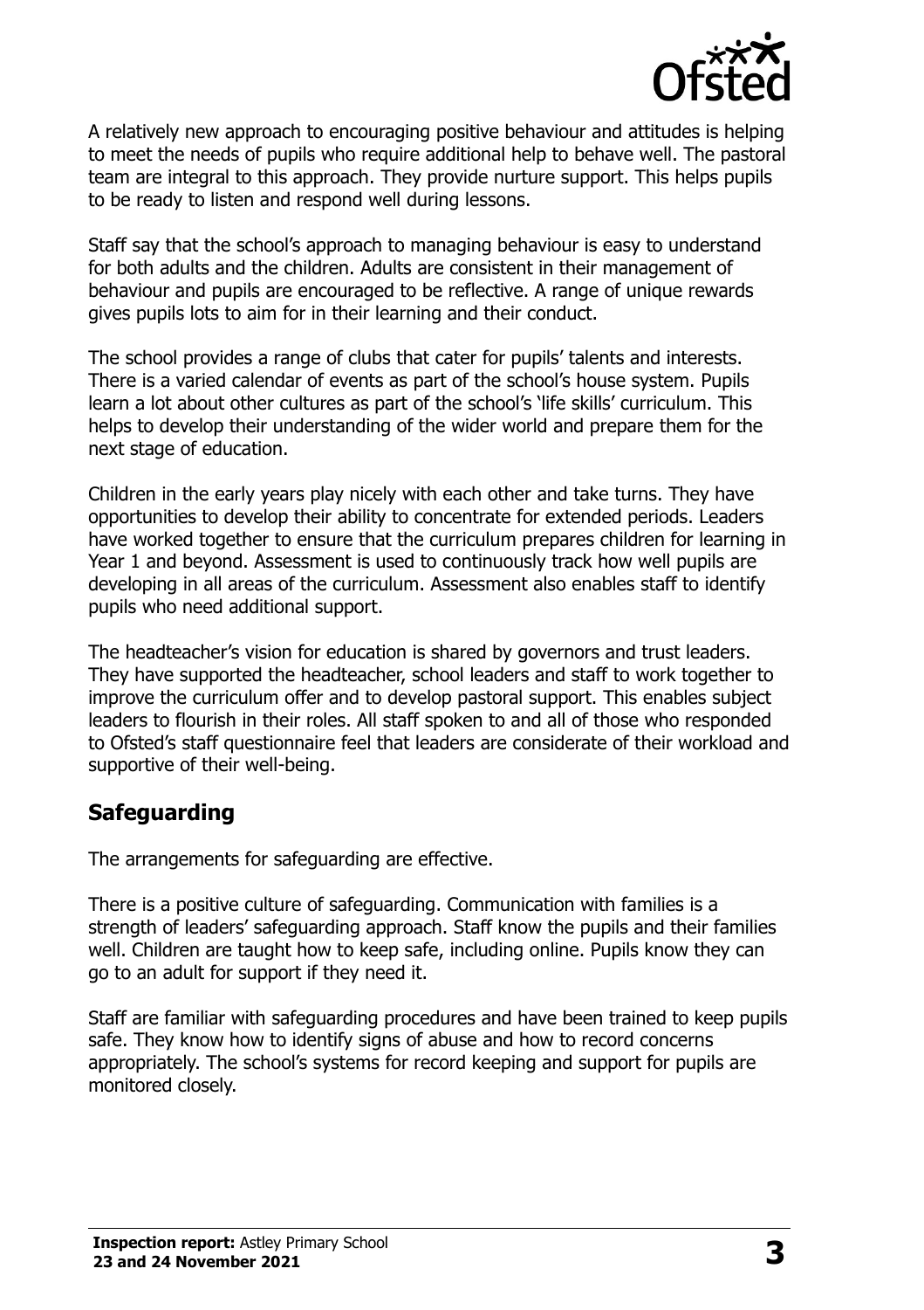A relatively new approach to encouraging positive behaviour and attitudes is helping to meet the needs of pupils who require additional help to behave well. The pastoral team are integral to this approach. They provide nurture support. This helps pupils to be ready to listen and respond well during lessons.

Staff say that the school's approach to managing behaviour is easy to understand for both adults and the children. Adults are consistent in their management of behaviour and pupils are encouraged to be reflective. A range of unique rewards gives pupils lots to aim for in their learning and their conduct.

The school provides a range of clubs that cater for pupils' talents and interests. There is a varied calendar of events as part of the school's house system. Pupils learn a lot about other cultures as part of the school's 'life skills' curriculum. This helps to develop their understanding of the wider world and prepare them for the next stage of education.

Children in the early years play nicely with each other and take turns. They have opportunities to develop their ability to concentrate for extended periods. Leaders have worked together to ensure that the curriculum prepares children for learning in Year 1 and beyond. Assessment is used to continuously track how well pupils are developing in all areas of the curriculum. Assessment also enables staff to identify pupils who need additional support.

The headteacher's vision for education is shared by governors and trust leaders. They have supported the headteacher, school leaders and staff to work together to improve the curriculum offer and to develop pastoral support. This enables subject leaders to flourish in their roles. All staff spoken to and all of those who responded to Ofsted's staff questionnaire feel that leaders are considerate of their workload and supportive of their well-being.

## Safeguarding

The arrangements for safeguarding are effective.

There is a positive culture of safeguarding. Communication with families is a strength of leaders' safeguarding approach. Staff know the pupils and their families well. Children are taught how to keep safe, including online. Pupils know they can go to an adult for support if they need it.

Staff are familiar with safeguarding procedures and have been trained to keep pupils safe. They know how to identify signs of abuse and how to record concerns appropriately. The school's systems for record keeping and support for pupils are monitored closely.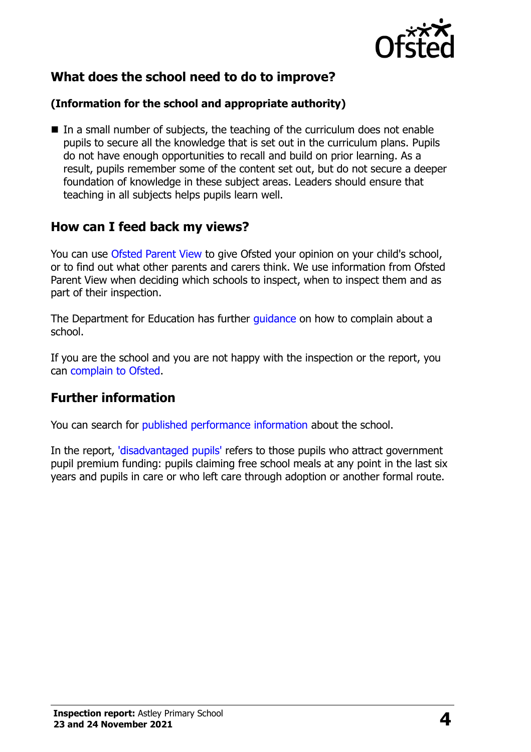## What does the school need to do to improve?

### (Information for the school and appropriate authority)

- In a small number of subjects, the teaching of the curriculum does not enable pupils to secure all the knowledge that is set out in the curriculum plans. Pupils do not have enough opportunities to recall and build on prior learning. As a result, pupils remember some of the content set out, but do not secure a deeper foundation of knowledge in these subject areas. Leaders should ensure that teaching in all subjects helps pupils learn well.

## How can I feed back my views?

You can use Ofsted Parent View to give Ofsted your opinion on your child's school, or to find out what other parents and carers think. We use information from Ofsted Parent View when deciding which schools to inspect, when to inspect them and as part of their inspection.

The Department for Education has further guidance on how to complain about a school.

If you are the school and you are not happy with the inspection or the report, you can complain to Ofsted.

## Further information

You can search for published performance information about the school.

In the report, 'disadvantaged pupils' refers to those pupils who attract government pupil premium funding: pupils claiming free school meals at any point in the last six years and pupils in care or who left care through adoption or another formal route.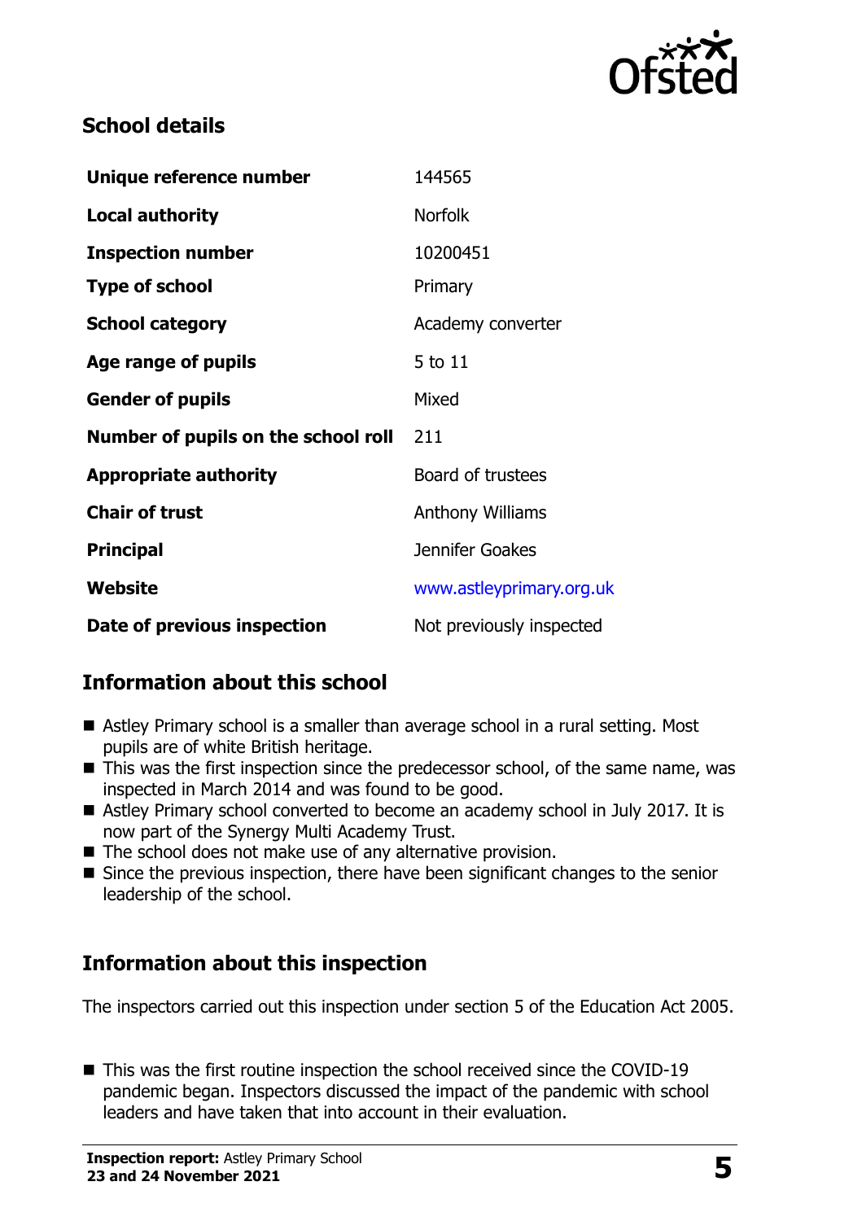## School details

| | |
|---|---|
| **Unique reference number** | 144565 |
| **Local authority** | Norfolk |
| **Inspection number** | 10200451 |
| **Type of school** | Primary |
| **School category** | Academy converter |
| **Age range of pupils** | 5 to 11 |
| **Gender of pupils** | Mixed |
| **Number of pupils on the school roll** | 211 |
| **Appropriate authority** | Board of trustees |
| **Chair of trust** | Anthony Williams |
| **Principal** | Jennifer Goakes |
| **Website** | www.astleyprimary.org.uk |
| **Date of previous inspection** | Not previously inspected |

## Information about this school

- Astley Primary school is a smaller than average school in a rural setting. Most pupils are of white British heritage.
- This was the first inspection since the predecessor school, of the same name, was inspected in March 2014 and was found to be good.
- Astley Primary school converted to become an academy school in July 2017. It is now part of the Synergy Multi Academy Trust.
- The school does not make use of any alternative provision.
- Since the previous inspection, there have been significant changes to the senior leadership of the school.

## Information about this inspection

The inspectors carried out this inspection under section 5 of the Education Act 2005.

- This was the first routine inspection the school received since the COVID-19 pandemic began. Inspectors discussed the impact of the pandemic with school leaders and have taken that into account in their evaluation.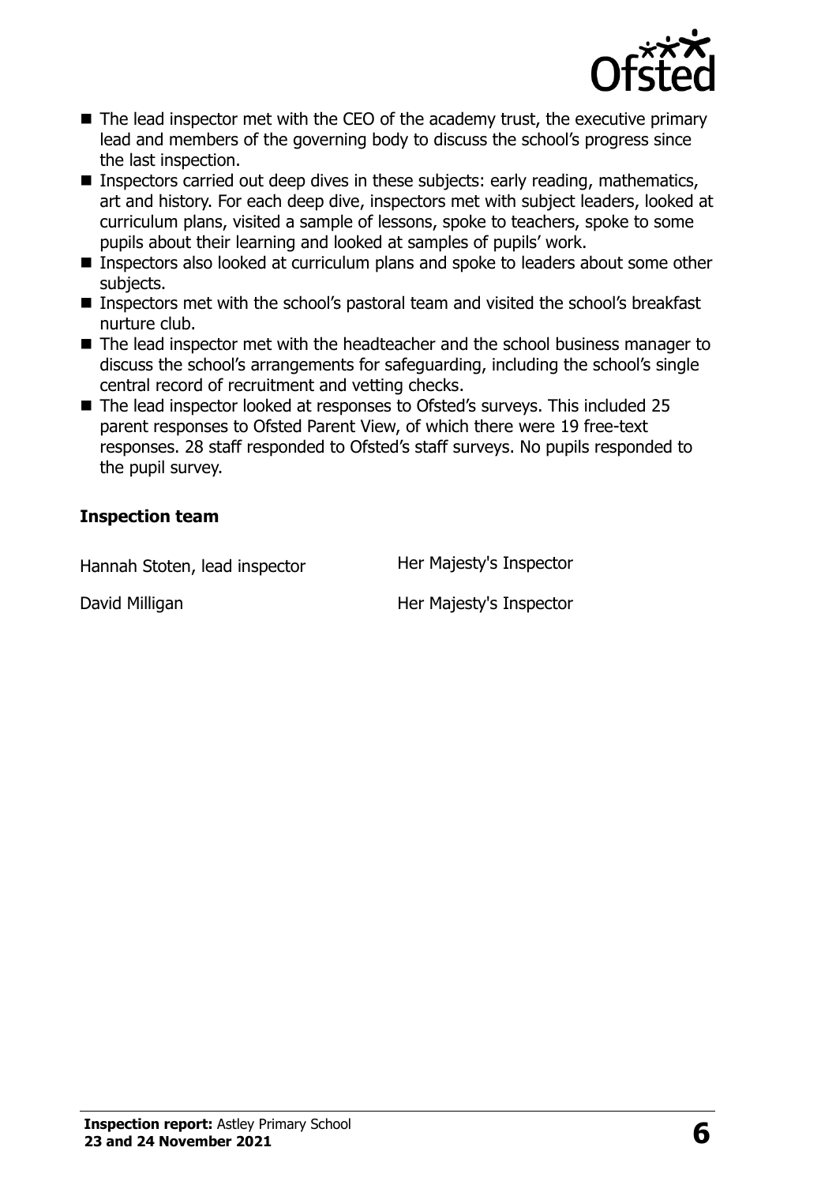- The lead inspector met with the CEO of the academy trust, the executive primary lead and members of the governing body to discuss the school's progress since the last inspection.
- Inspectors carried out deep dives in these subjects: early reading, mathematics, art and history. For each deep dive, inspectors met with subject leaders, looked at curriculum plans, visited a sample of lessons, spoke to teachers, spoke to some pupils about their learning and looked at samples of pupils' work.
- Inspectors also looked at curriculum plans and spoke to leaders about some other subjects.
- Inspectors met with the school's pastoral team and visited the school's breakfast nurture club.
- The lead inspector met with the headteacher and the school business manager to discuss the school's arrangements for safeguarding, including the school's single central record of recruitment and vetting checks.
- The lead inspector looked at responses to Ofsted's surveys. This included 25 parent responses to Ofsted Parent View, of which there were 19 free-text responses. 28 staff responded to Ofsted's staff surveys. No pupils responded to the pupil survey.

### Inspection team

| | |
|---|---|
| Hannah Stoten, lead inspector | Her Majesty's Inspector |
| David Milligan | Her Majesty's Inspector |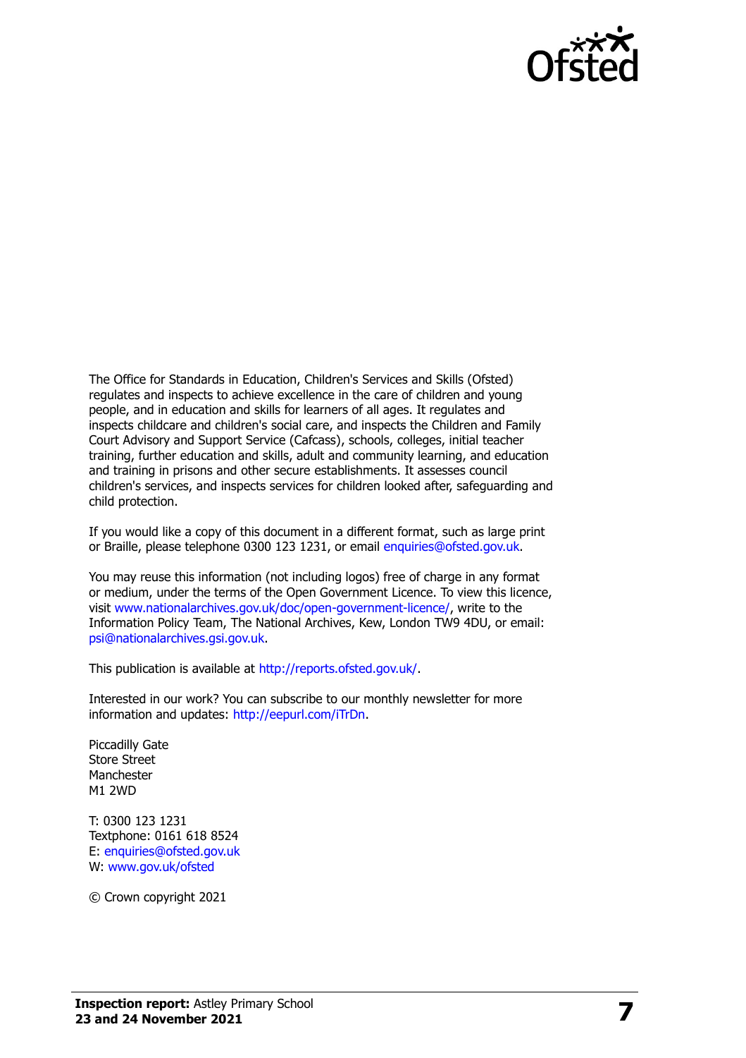The Office for Standards in Education, Children's Services and Skills (Ofsted) regulates and inspects to achieve excellence in the care of children and young people, and in education and skills for learners of all ages. It regulates and inspects childcare and children's social care, and inspects the Children and Family Court Advisory and Support Service (Cafcass), schools, colleges, initial teacher training, further education and skills, adult and community learning, and education and training in prisons and other secure establishments. It assesses council children's services, and inspects services for children looked after, safeguarding and child protection.

If you would like a copy of this document in a different format, such as large print or Braille, please telephone 0300 123 1231, or email enquiries@ofsted.gov.uk.

You may reuse this information (not including logos) free of charge in any format or medium, under the terms of the Open Government Licence. To view this licence, visit www.nationalarchives.gov.uk/doc/open-government-licence/, write to the Information Policy Team, The National Archives, Kew, London TW9 4DU, or email: psi@nationalarchives.gsi.gov.uk.

This publication is available at http://reports.ofsted.gov.uk/.

Interested in our work? You can subscribe to our monthly newsletter for more information and updates: http://eepurl.com/iTrDn.

Piccadilly Gate
Store Street
Manchester
M1 2WD

T: 0300 123 1231
Textphone: 0161 618 8524
E: enquiries@ofsted.gov.uk
W: www.gov.uk/ofsted

© Crown copyright 2021